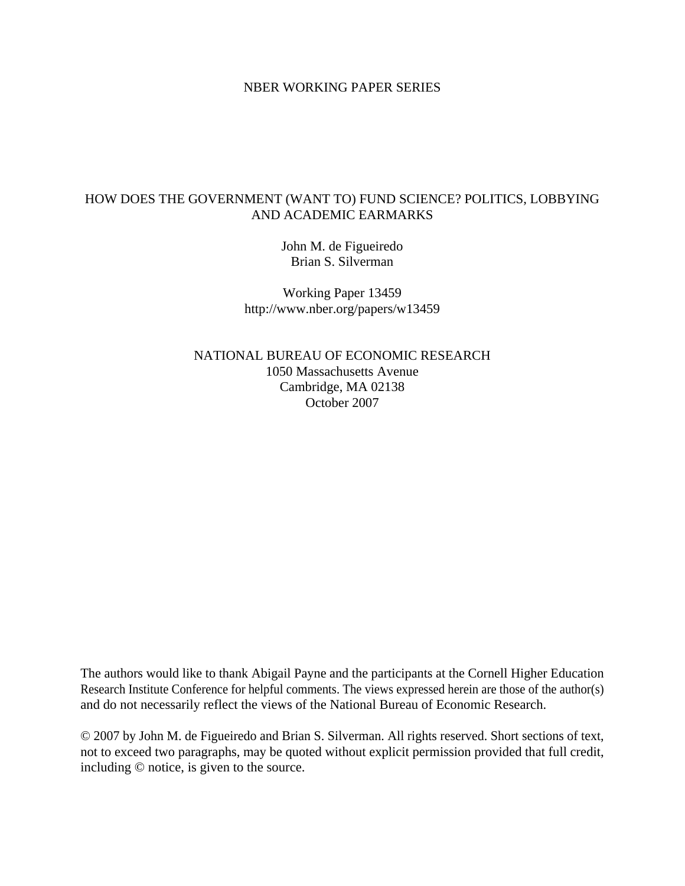NBER WORKING PAPER SERIES

# HOW DOES THE GOVERNMENT (WANT TO) FUND SCIENCE? POLITICS, LOBBYING AND ACADEMIC EARMARKS

John M. de Figueiredo
Brian S. Silverman

Working Paper 13459
http://www.nber.org/papers/w13459

NATIONAL BUREAU OF ECONOMIC RESEARCH
1050 Massachusetts Avenue
Cambridge, MA 02138
October 2007

The authors would like to thank Abigail Payne and the participants at the Cornell Higher Education Research Institute Conference for helpful comments. The views expressed herein are those of the author(s) and do not necessarily reflect the views of the National Bureau of Economic Research.

© 2007 by John M. de Figueiredo and Brian S. Silverman. All rights reserved. Short sections of text, not to exceed two paragraphs, may be quoted without explicit permission provided that full credit, including © notice, is given to the source.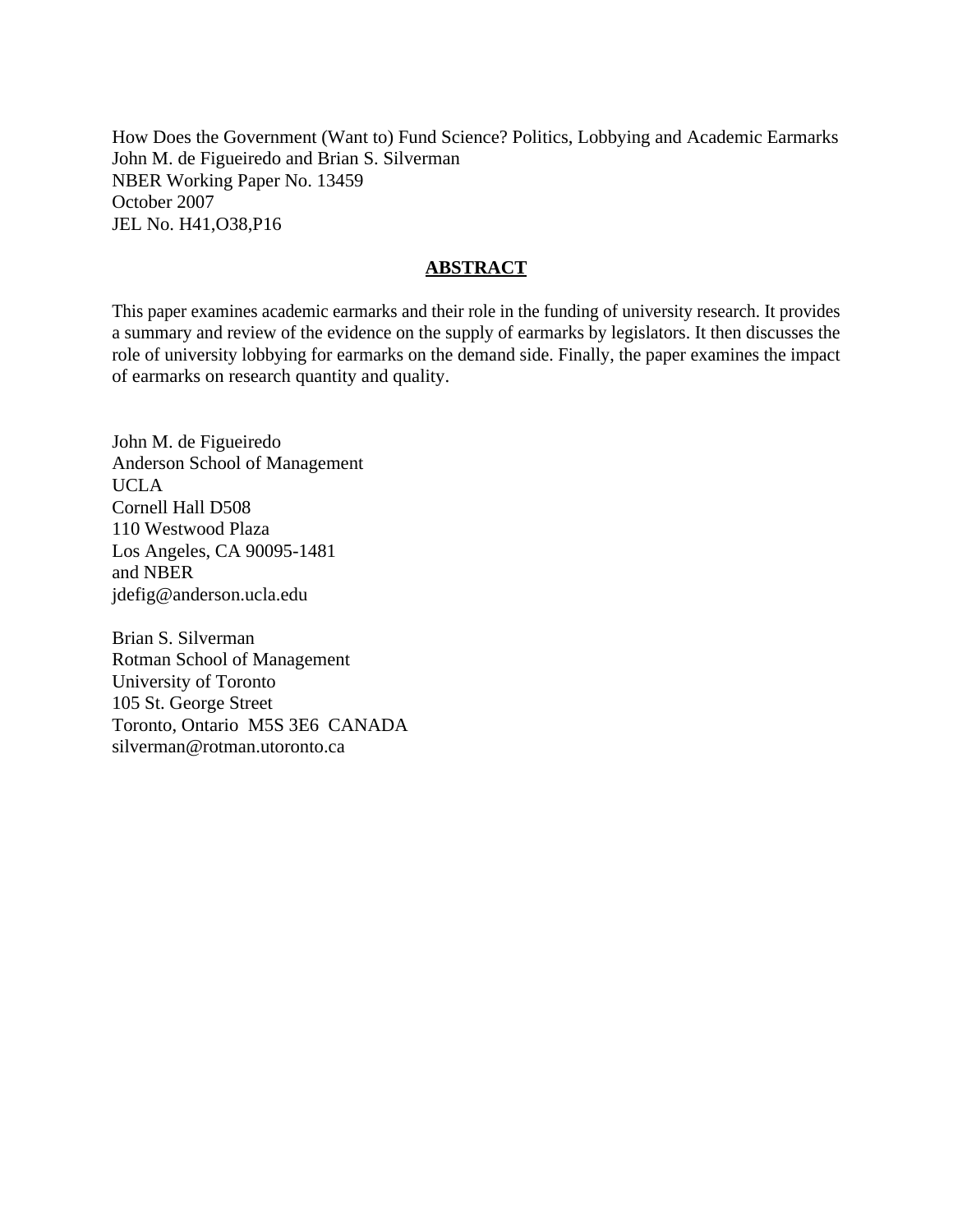How Does the Government (Want to) Fund Science? Politics, Lobbying and Academic Earmarks
John M. de Figueiredo and Brian S. Silverman
NBER Working Paper No. 13459
October 2007
JEL No. H41,O38,P16

## ABSTRACT

This paper examines academic earmarks and their role in the funding of university research. It provides a summary and review of the evidence on the supply of earmarks by legislators. It then discusses the role of university lobbying for earmarks on the demand side. Finally, the paper examines the impact of earmarks on research quantity and quality.

John M. de Figueiredo
Anderson School of Management
UCLA
Cornell Hall D508
110 Westwood Plaza
Los Angeles, CA 90095-1481
and NBER
jdefig@anderson.ucla.edu

Brian S. Silverman
Rotman School of Management
University of Toronto
105 St. George Street
Toronto, Ontario M5S 3E6 CANADA
silverman@rotman.utoronto.ca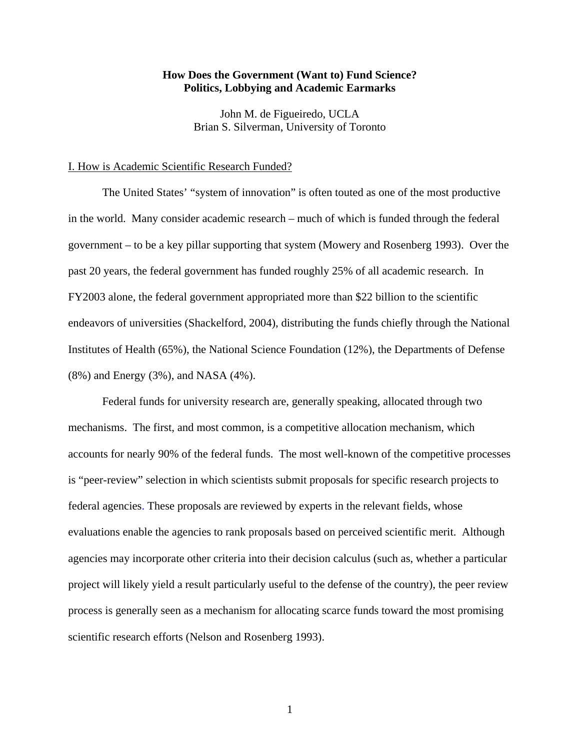**How Does the Government (Want to) Fund Science?**
**Politics, Lobbying and Academic Earmarks**

John M. de Figueiredo, UCLA
Brian S. Silverman, University of Toronto

## I. How is Academic Scientific Research Funded?

The United States' "system of innovation" is often touted as one of the most productive in the world. Many consider academic research – much of which is funded through the federal government – to be a key pillar supporting that system (Mowery and Rosenberg 1993). Over the past 20 years, the federal government has funded roughly 25% of all academic research. In FY2003 alone, the federal government appropriated more than $22 billion to the scientific endeavors of universities (Shackelford, 2004), distributing the funds chiefly through the National Institutes of Health (65%), the National Science Foundation (12%), the Departments of Defense (8%) and Energy (3%), and NASA (4%).

Federal funds for university research are, generally speaking, allocated through two mechanisms. The first, and most common, is a competitive allocation mechanism, which accounts for nearly 90% of the federal funds. The most well-known of the competitive processes is "peer-review" selection in which scientists submit proposals for specific research projects to federal agencies. These proposals are reviewed by experts in the relevant fields, whose evaluations enable the agencies to rank proposals based on perceived scientific merit. Although agencies may incorporate other criteria into their decision calculus (such as, whether a particular project will likely yield a result particularly useful to the defense of the country), the peer review process is generally seen as a mechanism for allocating scarce funds toward the most promising scientific research efforts (Nelson and Rosenberg 1993).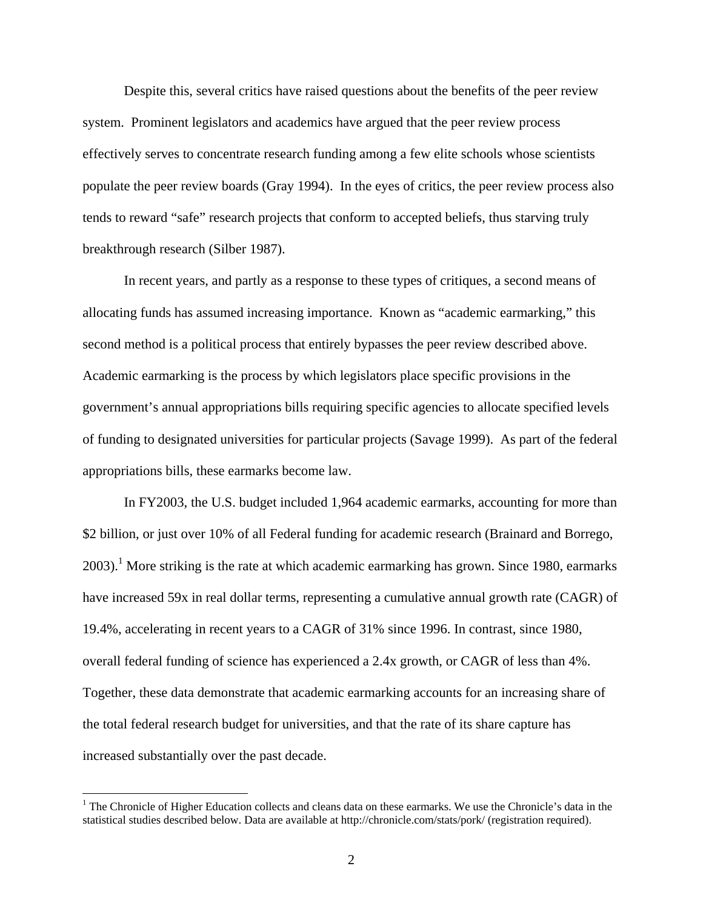Despite this, several critics have raised questions about the benefits of the peer review system. Prominent legislators and academics have argued that the peer review process effectively serves to concentrate research funding among a few elite schools whose scientists populate the peer review boards (Gray 1994). In the eyes of critics, the peer review process also tends to reward "safe" research projects that conform to accepted beliefs, thus starving truly breakthrough research (Silber 1987).

In recent years, and partly as a response to these types of critiques, a second means of allocating funds has assumed increasing importance. Known as "academic earmarking," this second method is a political process that entirely bypasses the peer review described above. Academic earmarking is the process by which legislators place specific provisions in the government's annual appropriations bills requiring specific agencies to allocate specified levels of funding to designated universities for particular projects (Savage 1999). As part of the federal appropriations bills, these earmarks become law.

In FY2003, the U.S. budget included 1,964 academic earmarks, accounting for more than \$2 billion, or just over 10% of all Federal funding for academic research (Brainard and Borrego, 2003).[1] More striking is the rate at which academic earmarking has grown. Since 1980, earmarks have increased 59x in real dollar terms, representing a cumulative annual growth rate (CAGR) of 19.4%, accelerating in recent years to a CAGR of 31% since 1996. In contrast, since 1980, overall federal funding of science has experienced a 2.4x growth, or CAGR of less than 4%. Together, these data demonstrate that academic earmarking accounts for an increasing share of the total federal research budget for universities, and that the rate of its share capture has increased substantially over the past decade.

[1] The Chronicle of Higher Education collects and cleans data on these earmarks. We use the Chronicle's data in the statistical studies described below. Data are available at http://chronicle.com/stats/pork/ (registration required).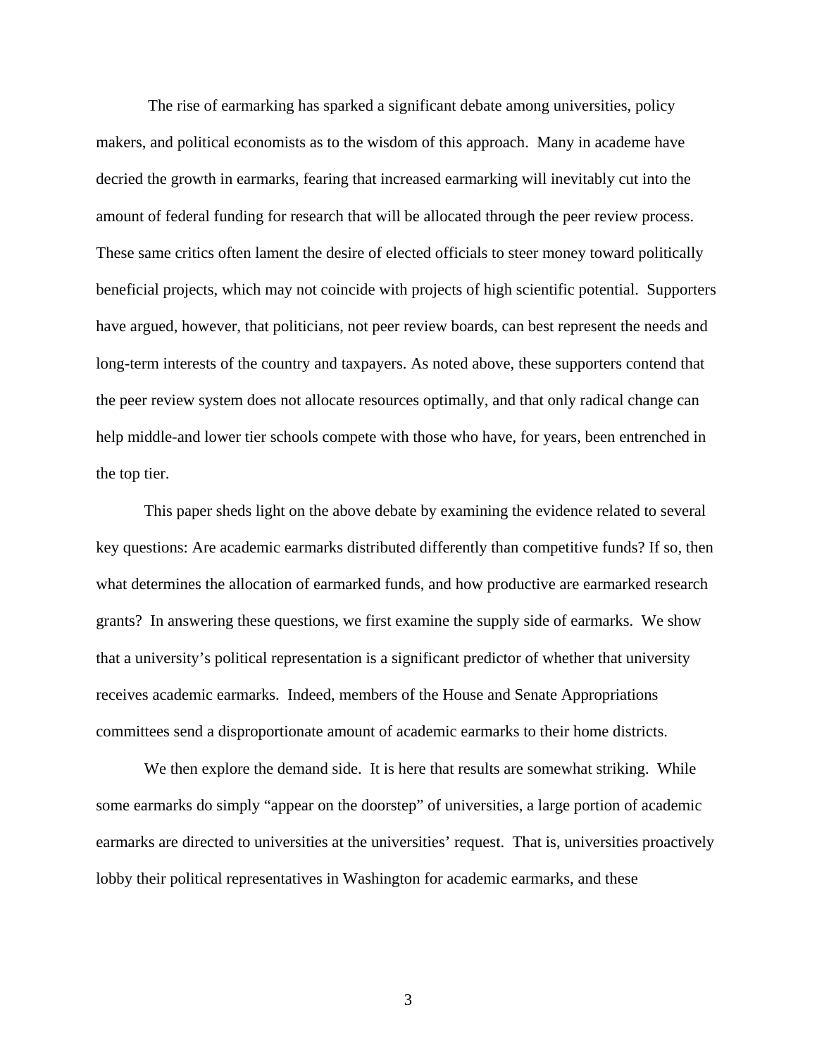The rise of earmarking has sparked a significant debate among universities, policy makers, and political economists as to the wisdom of this approach. Many in academe have decried the growth in earmarks, fearing that increased earmarking will inevitably cut into the amount of federal funding for research that will be allocated through the peer review process. These same critics often lament the desire of elected officials to steer money toward politically beneficial projects, which may not coincide with projects of high scientific potential. Supporters have argued, however, that politicians, not peer review boards, can best represent the needs and long-term interests of the country and taxpayers. As noted above, these supporters contend that the peer review system does not allocate resources optimally, and that only radical change can help middle-and lower tier schools compete with those who have, for years, been entrenched in the top tier.

This paper sheds light on the above debate by examining the evidence related to several key questions: Are academic earmarks distributed differently than competitive funds? If so, then what determines the allocation of earmarked funds, and how productive are earmarked research grants? In answering these questions, we first examine the supply side of earmarks. We show that a university's political representation is a significant predictor of whether that university receives academic earmarks. Indeed, members of the House and Senate Appropriations committees send a disproportionate amount of academic earmarks to their home districts.

We then explore the demand side. It is here that results are somewhat striking. While some earmarks do simply "appear on the doorstep" of universities, a large portion of academic earmarks are directed to universities at the universities' request. That is, universities proactively lobby their political representatives in Washington for academic earmarks, and these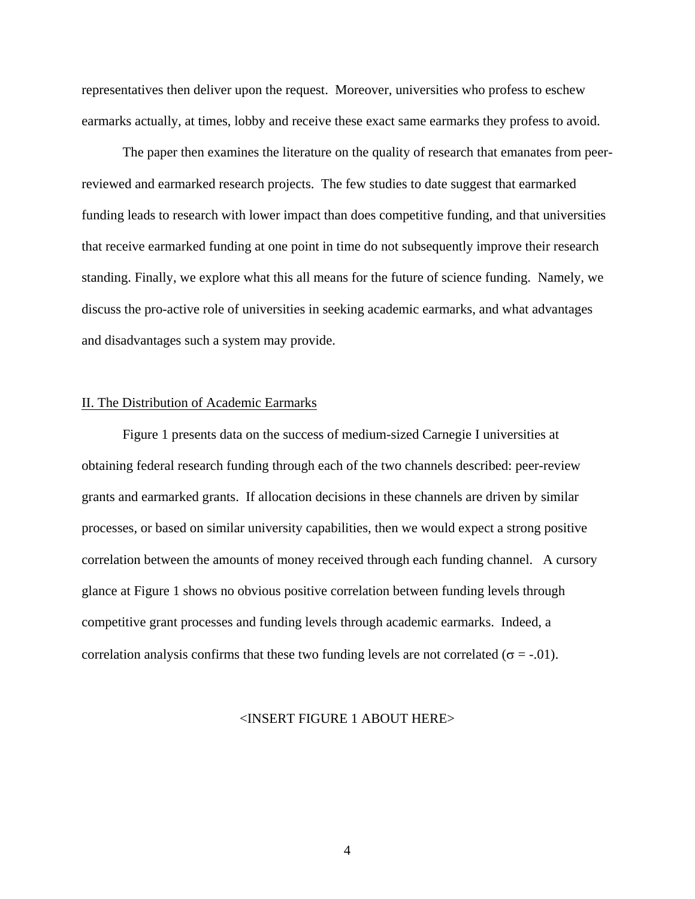representatives then deliver upon the request. Moreover, universities who profess to eschew earmarks actually, at times, lobby and receive these exact same earmarks they profess to avoid.

The paper then examines the literature on the quality of research that emanates from peer-reviewed and earmarked research projects. The few studies to date suggest that earmarked funding leads to research with lower impact than does competitive funding, and that universities that receive earmarked funding at one point in time do not subsequently improve their research standing. Finally, we explore what this all means for the future of science funding. Namely, we discuss the pro-active role of universities in seeking academic earmarks, and what advantages and disadvantages such a system may provide.

## II. The Distribution of Academic Earmarks

Figure 1 presents data on the success of medium-sized Carnegie I universities at obtaining federal research funding through each of the two channels described: peer-review grants and earmarked grants. If allocation decisions in these channels are driven by similar processes, or based on similar university capabilities, then we would expect a strong positive correlation between the amounts of money received through each funding channel. A cursory glance at Figure 1 shows no obvious positive correlation between funding levels through competitive grant processes and funding levels through academic earmarks. Indeed, a correlation analysis confirms that these two funding levels are not correlated ($\sigma = -.01$).

<INSERT FIGURE 1 ABOUT HERE>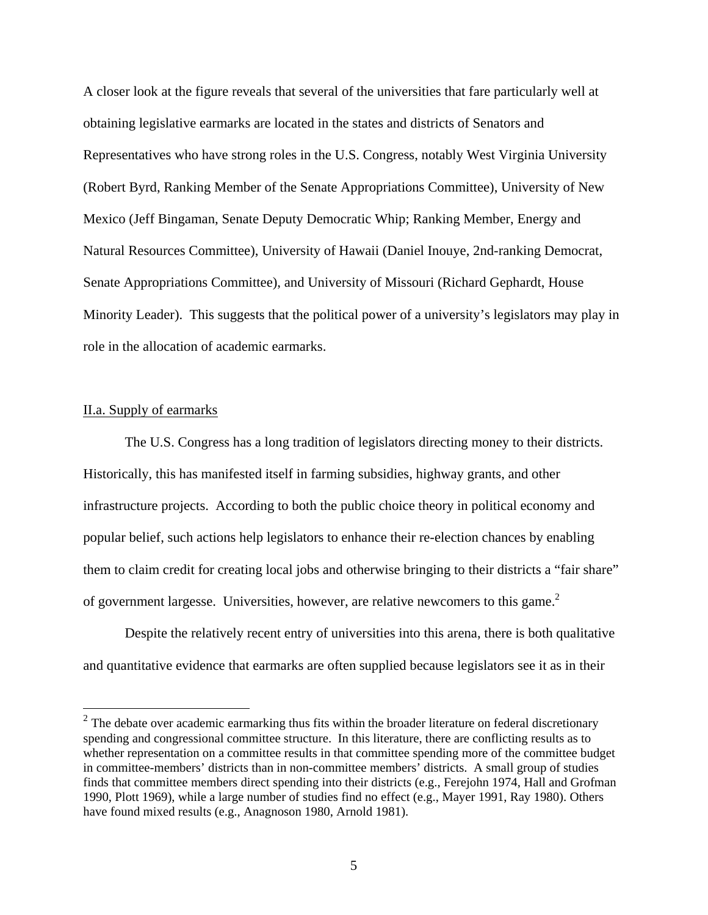A closer look at the figure reveals that several of the universities that fare particularly well at obtaining legislative earmarks are located in the states and districts of Senators and Representatives who have strong roles in the U.S. Congress, notably West Virginia University (Robert Byrd, Ranking Member of the Senate Appropriations Committee), University of New Mexico (Jeff Bingaman, Senate Deputy Democratic Whip; Ranking Member, Energy and Natural Resources Committee), University of Hawaii (Daniel Inouye, 2nd-ranking Democrat, Senate Appropriations Committee), and University of Missouri (Richard Gephardt, House Minority Leader). This suggests that the political power of a university's legislators may play in role in the allocation of academic earmarks.

## II.a. Supply of earmarks

The U.S. Congress has a long tradition of legislators directing money to their districts. Historically, this has manifested itself in farming subsidies, highway grants, and other infrastructure projects. According to both the public choice theory in political economy and popular belief, such actions help legislators to enhance their re-election chances by enabling them to claim credit for creating local jobs and otherwise bringing to their districts a "fair share" of government largesse. Universities, however, are relative newcomers to this game.[2]

Despite the relatively recent entry of universities into this arena, there is both qualitative and quantitative evidence that earmarks are often supplied because legislators see it as in their

[2] The debate over academic earmarking thus fits within the broader literature on federal discretionary spending and congressional committee structure. In this literature, there are conflicting results as to whether representation on a committee results in that committee spending more of the committee budget in committee-members' districts than in non-committee members' districts. A small group of studies finds that committee members direct spending into their districts (e.g., Ferejohn 1974, Hall and Grofman 1990, Plott 1969), while a large number of studies find no effect (e.g., Mayer 1991, Ray 1980). Others have found mixed results (e.g., Anagnoson 1980, Arnold 1981).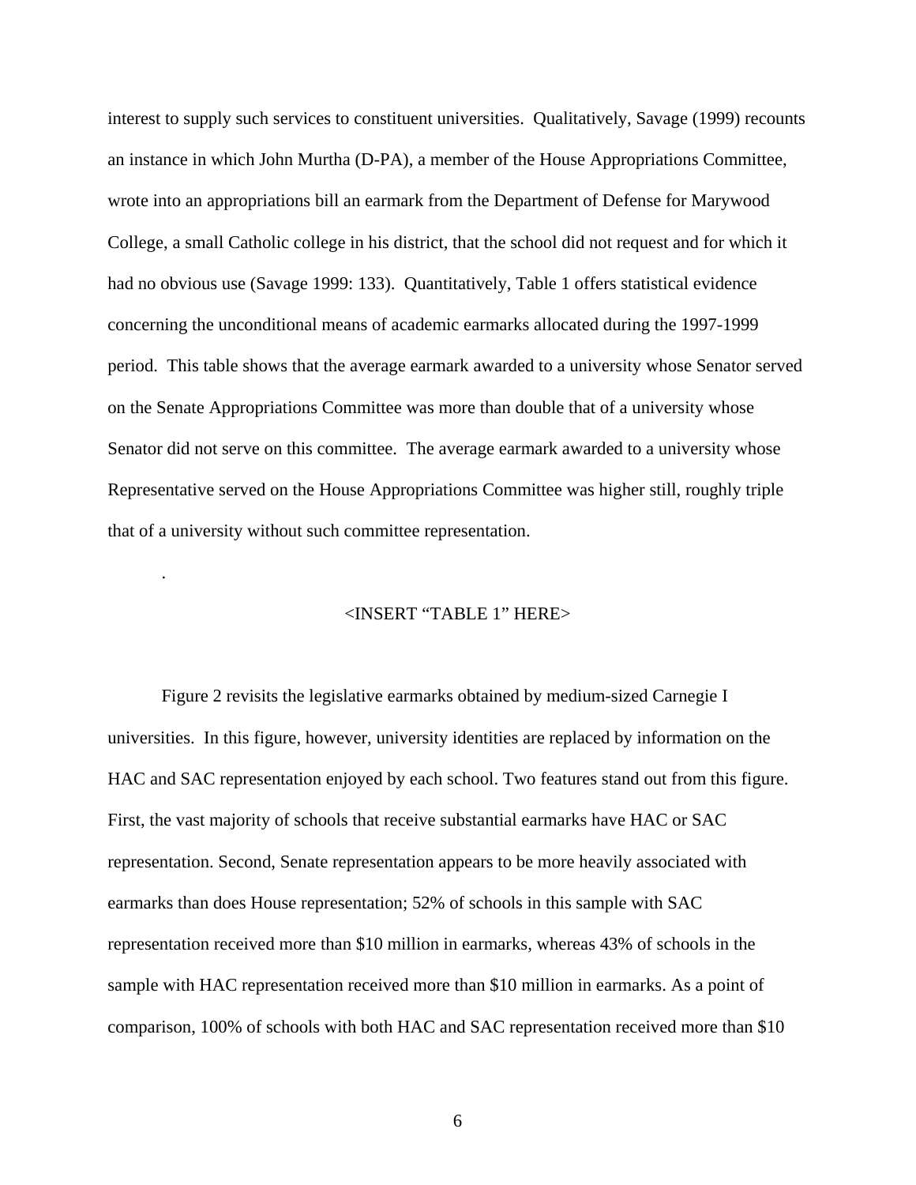interest to supply such services to constituent universities. Qualitatively, Savage (1999) recounts an instance in which John Murtha (D-PA), a member of the House Appropriations Committee, wrote into an appropriations bill an earmark from the Department of Defense for Marywood College, a small Catholic college in his district, that the school did not request and for which it had no obvious use (Savage 1999: 133). Quantitatively, Table 1 offers statistical evidence concerning the unconditional means of academic earmarks allocated during the 1997-1999 period. This table shows that the average earmark awarded to a university whose Senator served on the Senate Appropriations Committee was more than double that of a university whose Senator did not serve on this committee. The average earmark awarded to a university whose Representative served on the House Appropriations Committee was higher still, roughly triple that of a university without such committee representation.

.

<INSERT "TABLE 1" HERE>

Figure 2 revisits the legislative earmarks obtained by medium-sized Carnegie I universities. In this figure, however, university identities are replaced by information on the HAC and SAC representation enjoyed by each school. Two features stand out from this figure. First, the vast majority of schools that receive substantial earmarks have HAC or SAC representation. Second, Senate representation appears to be more heavily associated with earmarks than does House representation; 52% of schools in this sample with SAC representation received more than $10 million in earmarks, whereas 43% of schools in the sample with HAC representation received more than $10 million in earmarks. As a point of comparison, 100% of schools with both HAC and SAC representation received more than $10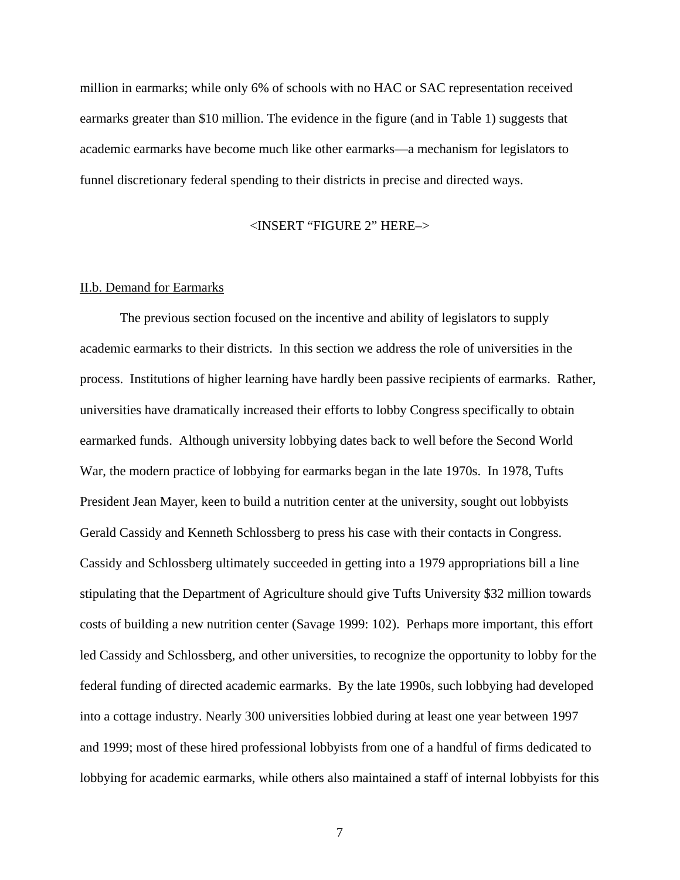million in earmarks; while only 6% of schools with no HAC or SAC representation received earmarks greater than $10 million. The evidence in the figure (and in Table 1) suggests that academic earmarks have become much like other earmarks—a mechanism for legislators to funnel discretionary federal spending to their districts in precise and directed ways.

<INSERT "FIGURE 2" HERE–>

II.b. Demand for Earmarks

The previous section focused on the incentive and ability of legislators to supply academic earmarks to their districts. In this section we address the role of universities in the process. Institutions of higher learning have hardly been passive recipients of earmarks. Rather, universities have dramatically increased their efforts to lobby Congress specifically to obtain earmarked funds. Although university lobbying dates back to well before the Second World War, the modern practice of lobbying for earmarks began in the late 1970s. In 1978, Tufts President Jean Mayer, keen to build a nutrition center at the university, sought out lobbyists Gerald Cassidy and Kenneth Schlossberg to press his case with their contacts in Congress. Cassidy and Schlossberg ultimately succeeded in getting into a 1979 appropriations bill a line stipulating that the Department of Agriculture should give Tufts University $32 million towards costs of building a new nutrition center (Savage 1999: 102). Perhaps more important, this effort led Cassidy and Schlossberg, and other universities, to recognize the opportunity to lobby for the federal funding of directed academic earmarks. By the late 1990s, such lobbying had developed into a cottage industry. Nearly 300 universities lobbied during at least one year between 1997 and 1999; most of these hired professional lobbyists from one of a handful of firms dedicated to lobbying for academic earmarks, while others also maintained a staff of internal lobbyists for this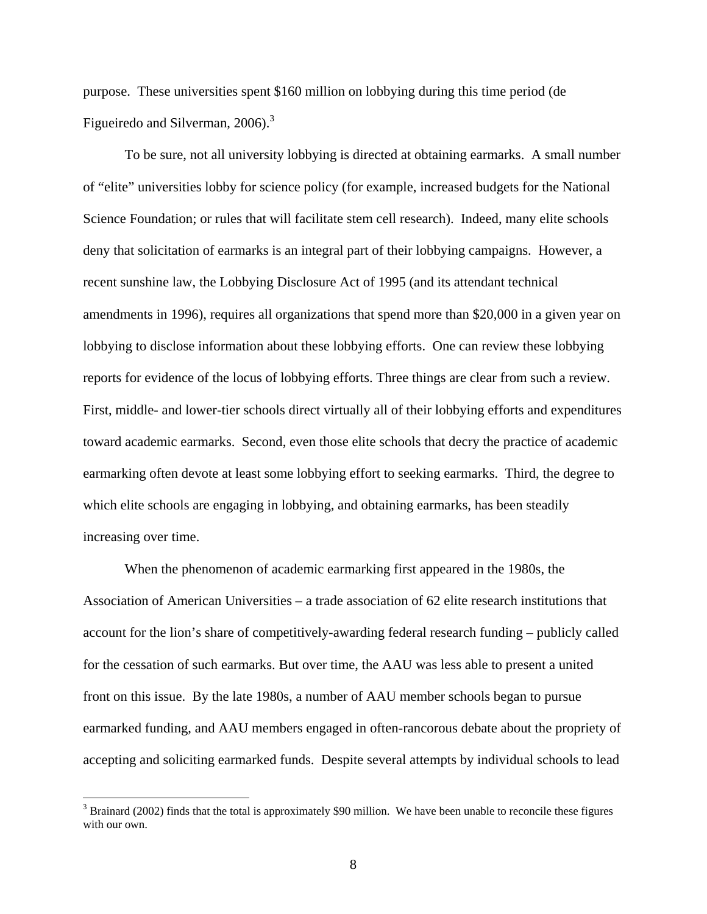purpose. These universities spent $160 million on lobbying during this time period (de Figueiredo and Silverman, 2006).[3]

To be sure, not all university lobbying is directed at obtaining earmarks. A small number of "elite" universities lobby for science policy (for example, increased budgets for the National Science Foundation; or rules that will facilitate stem cell research). Indeed, many elite schools deny that solicitation of earmarks is an integral part of their lobbying campaigns. However, a recent sunshine law, the Lobbying Disclosure Act of 1995 (and its attendant technical amendments in 1996), requires all organizations that spend more than $20,000 in a given year on lobbying to disclose information about these lobbying efforts. One can review these lobbying reports for evidence of the locus of lobbying efforts. Three things are clear from such a review. First, middle- and lower-tier schools direct virtually all of their lobbying efforts and expenditures toward academic earmarks. Second, even those elite schools that decry the practice of academic earmarking often devote at least some lobbying effort to seeking earmarks. Third, the degree to which elite schools are engaging in lobbying, and obtaining earmarks, has been steadily increasing over time.

When the phenomenon of academic earmarking first appeared in the 1980s, the Association of American Universities – a trade association of 62 elite research institutions that account for the lion's share of competitively-awarding federal research funding – publicly called for the cessation of such earmarks. But over time, the AAU was less able to present a united front on this issue. By the late 1980s, a number of AAU member schools began to pursue earmarked funding, and AAU members engaged in often-rancorous debate about the propriety of accepting and soliciting earmarked funds. Despite several attempts by individual schools to lead

[3] Brainard (2002) finds that the total is approximately $90 million. We have been unable to reconcile these figures with our own.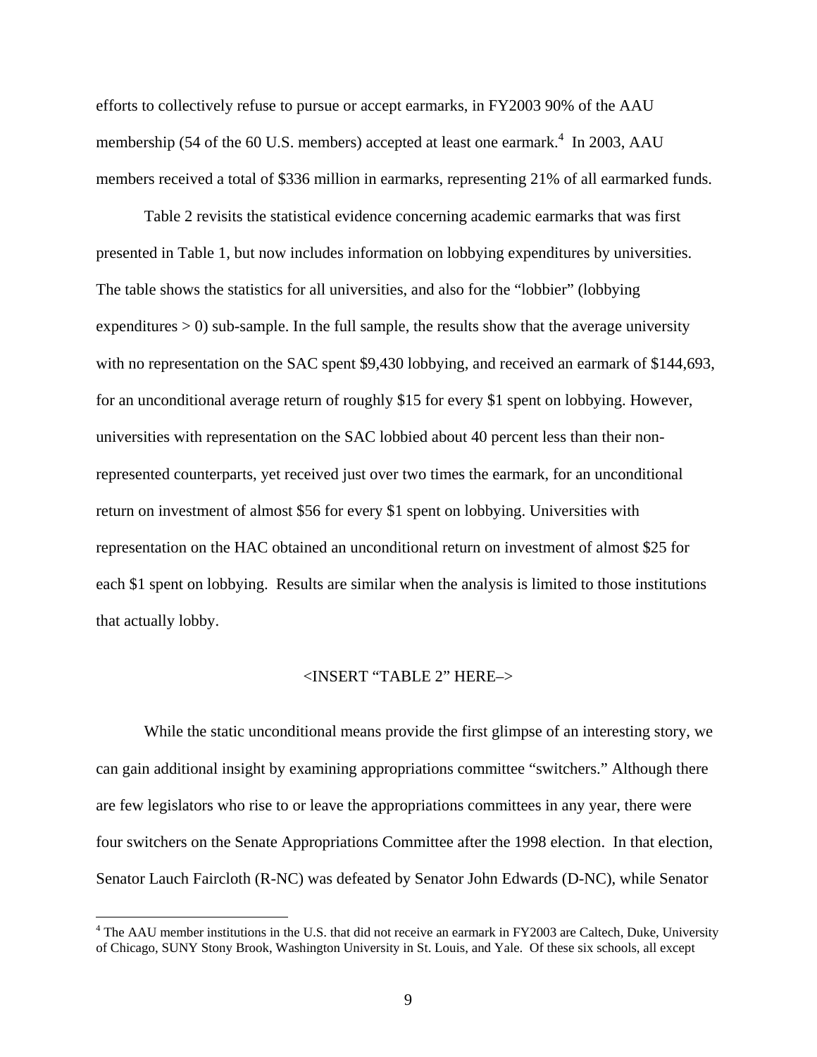efforts to collectively refuse to pursue or accept earmarks, in FY2003 90% of the AAU membership (54 of the 60 U.S. members) accepted at least one earmark.[4] In 2003, AAU members received a total of $336 million in earmarks, representing 21% of all earmarked funds.

Table 2 revisits the statistical evidence concerning academic earmarks that was first presented in Table 1, but now includes information on lobbying expenditures by universities. The table shows the statistics for all universities, and also for the "lobbier" (lobbying expenditures > 0) sub-sample. In the full sample, the results show that the average university with no representation on the SAC spent $9,430 lobbying, and received an earmark of $144,693, for an unconditional average return of roughly $15 for every $1 spent on lobbying. However, universities with representation on the SAC lobbied about 40 percent less than their non-represented counterparts, yet received just over two times the earmark, for an unconditional return on investment of almost $56 for every $1 spent on lobbying. Universities with representation on the HAC obtained an unconditional return on investment of almost $25 for each $1 spent on lobbying. Results are similar when the analysis is limited to those institutions that actually lobby.

<INSERT "TABLE 2" HERE–>

While the static unconditional means provide the first glimpse of an interesting story, we can gain additional insight by examining appropriations committee "switchers." Although there are few legislators who rise to or leave the appropriations committees in any year, there were four switchers on the Senate Appropriations Committee after the 1998 election. In that election, Senator Lauch Faircloth (R-NC) was defeated by Senator John Edwards (D-NC), while Senator

[4] The AAU member institutions in the U.S. that did not receive an earmark in FY2003 are Caltech, Duke, University of Chicago, SUNY Stony Brook, Washington University in St. Louis, and Yale. Of these six schools, all except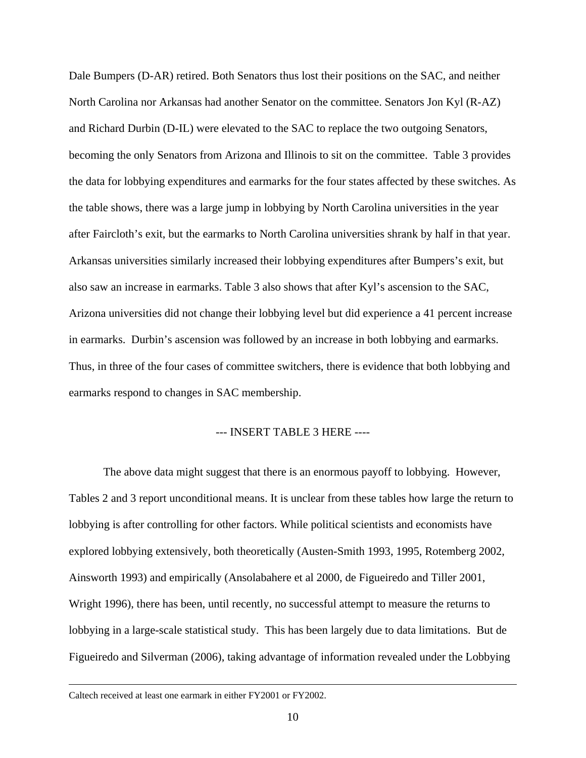Dale Bumpers (D-AR) retired. Both Senators thus lost their positions on the SAC, and neither North Carolina nor Arkansas had another Senator on the committee. Senators Jon Kyl (R-AZ) and Richard Durbin (D-IL) were elevated to the SAC to replace the two outgoing Senators, becoming the only Senators from Arizona and Illinois to sit on the committee. Table 3 provides the data for lobbying expenditures and earmarks for the four states affected by these switches. As the table shows, there was a large jump in lobbying by North Carolina universities in the year after Faircloth's exit, but the earmarks to North Carolina universities shrank by half in that year. Arkansas universities similarly increased their lobbying expenditures after Bumpers's exit, but also saw an increase in earmarks. Table 3 also shows that after Kyl's ascension to the SAC, Arizona universities did not change their lobbying level but did experience a 41 percent increase in earmarks. Durbin's ascension was followed by an increase in both lobbying and earmarks. Thus, in three of the four cases of committee switchers, there is evidence that both lobbying and earmarks respond to changes in SAC membership.

--- INSERT TABLE 3 HERE ----

The above data might suggest that there is an enormous payoff to lobbying. However, Tables 2 and 3 report unconditional means. It is unclear from these tables how large the return to lobbying is after controlling for other factors. While political scientists and economists have explored lobbying extensively, both theoretically (Austen-Smith 1993, 1995, Rotemberg 2002, Ainsworth 1993) and empirically (Ansolabahere et al 2000, de Figueiredo and Tiller 2001, Wright 1996), there has been, until recently, no successful attempt to measure the returns to lobbying in a large-scale statistical study. This has been largely due to data limitations. But de Figueiredo and Silverman (2006), taking advantage of information revealed under the Lobbying

Caltech received at least one earmark in either FY2001 or FY2002.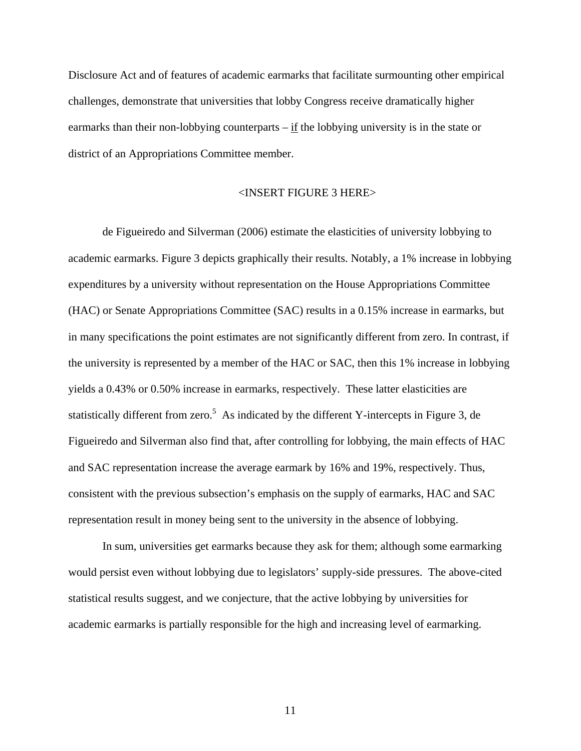Disclosure Act and of features of academic earmarks that facilitate surmounting other empirical challenges, demonstrate that universities that lobby Congress receive dramatically higher earmarks than their non-lobbying counterparts – if the lobbying university is in the state or district of an Appropriations Committee member.

<INSERT FIGURE 3 HERE>

de Figueiredo and Silverman (2006) estimate the elasticities of university lobbying to academic earmarks. Figure 3 depicts graphically their results. Notably, a 1% increase in lobbying expenditures by a university without representation on the House Appropriations Committee (HAC) or Senate Appropriations Committee (SAC) results in a 0.15% increase in earmarks, but in many specifications the point estimates are not significantly different from zero. In contrast, if the university is represented by a member of the HAC or SAC, then this 1% increase in lobbying yields a 0.43% or 0.50% increase in earmarks, respectively. These latter elasticities are statistically different from zero.[5] As indicated by the different Y-intercepts in Figure 3, de Figueiredo and Silverman also find that, after controlling for lobbying, the main effects of HAC and SAC representation increase the average earmark by 16% and 19%, respectively. Thus, consistent with the previous subsection's emphasis on the supply of earmarks, HAC and SAC representation result in money being sent to the university in the absence of lobbying.

In sum, universities get earmarks because they ask for them; although some earmarking would persist even without lobbying due to legislators' supply-side pressures. The above-cited statistical results suggest, and we conjecture, that the active lobbying by universities for academic earmarks is partially responsible for the high and increasing level of earmarking.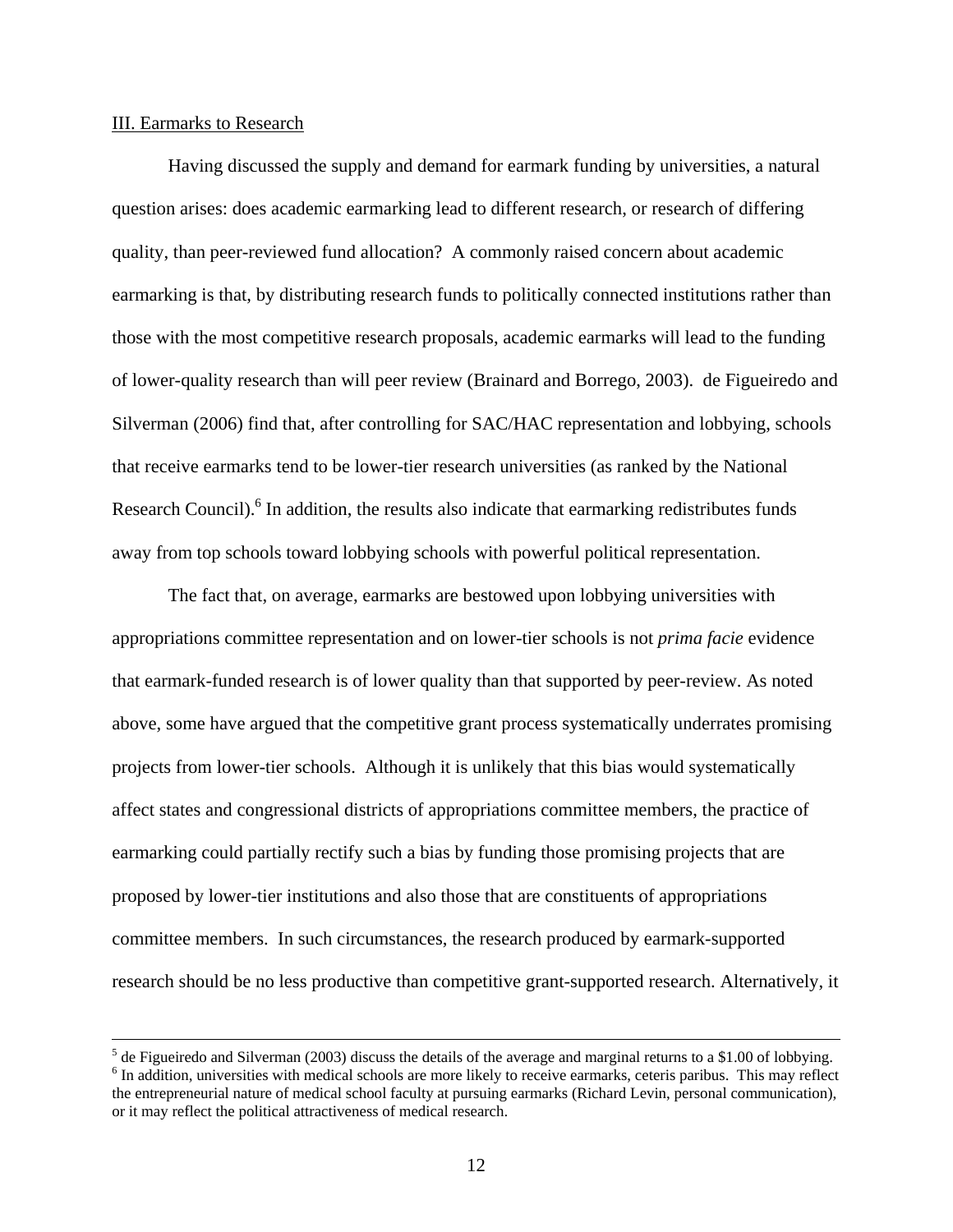III. Earmarks to Research

Having discussed the supply and demand for earmark funding by universities, a natural question arises: does academic earmarking lead to different research, or research of differing quality, than peer-reviewed fund allocation? A commonly raised concern about academic earmarking is that, by distributing research funds to politically connected institutions rather than those with the most competitive research proposals, academic earmarks will lead to the funding of lower-quality research than will peer review (Brainard and Borrego, 2003). de Figueiredo and Silverman (2006) find that, after controlling for SAC/HAC representation and lobbying, schools that receive earmarks tend to be lower-tier research universities (as ranked by the National Research Council).[6] In addition, the results also indicate that earmarking redistributes funds away from top schools toward lobbying schools with powerful political representation.

The fact that, on average, earmarks are bestowed upon lobbying universities with appropriations committee representation and on lower-tier schools is not *prima facie* evidence that earmark-funded research is of lower quality than that supported by peer-review. As noted above, some have argued that the competitive grant process systematically underrates promising projects from lower-tier schools. Although it is unlikely that this bias would systematically affect states and congressional districts of appropriations committee members, the practice of earmarking could partially rectify such a bias by funding those promising projects that are proposed by lower-tier institutions and also those that are constituents of appropriations committee members. In such circumstances, the research produced by earmark-supported research should be no less productive than competitive grant-supported research. Alternatively, it

[5] de Figueiredo and Silverman (2003) discuss the details of the average and marginal returns to a $1.00 of lobbying.

[6] In addition, universities with medical schools are more likely to receive earmarks, ceteris paribus. This may reflect the entrepreneurial nature of medical school faculty at pursuing earmarks (Richard Levin, personal communication), or it may reflect the political attractiveness of medical research.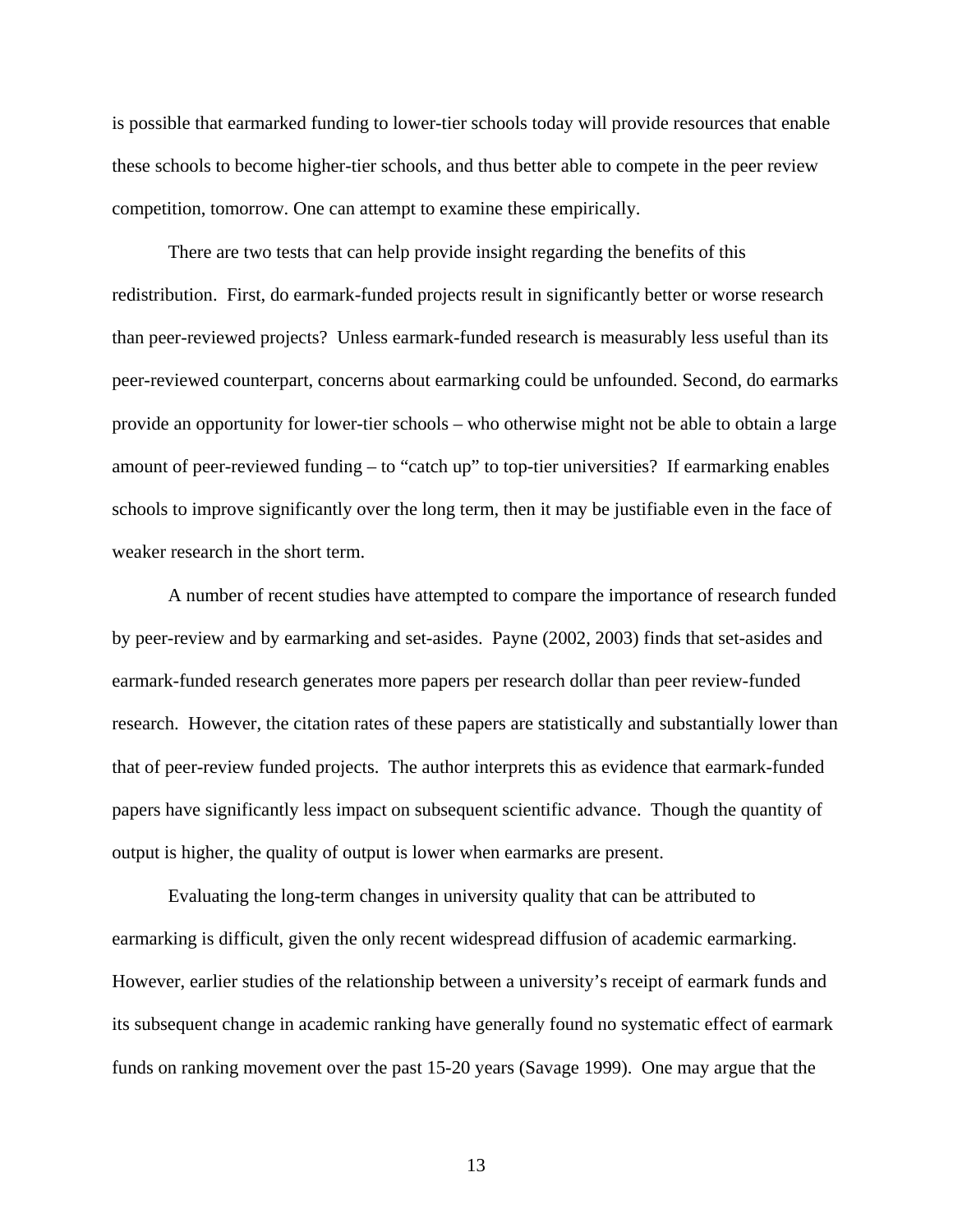is possible that earmarked funding to lower-tier schools today will provide resources that enable these schools to become higher-tier schools, and thus better able to compete in the peer review competition, tomorrow. One can attempt to examine these empirically.

There are two tests that can help provide insight regarding the benefits of this redistribution. First, do earmark-funded projects result in significantly better or worse research than peer-reviewed projects? Unless earmark-funded research is measurably less useful than its peer-reviewed counterpart, concerns about earmarking could be unfounded. Second, do earmarks provide an opportunity for lower-tier schools – who otherwise might not be able to obtain a large amount of peer-reviewed funding – to "catch up" to top-tier universities? If earmarking enables schools to improve significantly over the long term, then it may be justifiable even in the face of weaker research in the short term.

A number of recent studies have attempted to compare the importance of research funded by peer-review and by earmarking and set-asides. Payne (2002, 2003) finds that set-asides and earmark-funded research generates more papers per research dollar than peer review-funded research. However, the citation rates of these papers are statistically and substantially lower than that of peer-review funded projects. The author interprets this as evidence that earmark-funded papers have significantly less impact on subsequent scientific advance. Though the quantity of output is higher, the quality of output is lower when earmarks are present.

Evaluating the long-term changes in university quality that can be attributed to earmarking is difficult, given the only recent widespread diffusion of academic earmarking. However, earlier studies of the relationship between a university's receipt of earmark funds and its subsequent change in academic ranking have generally found no systematic effect of earmark funds on ranking movement over the past 15-20 years (Savage 1999). One may argue that the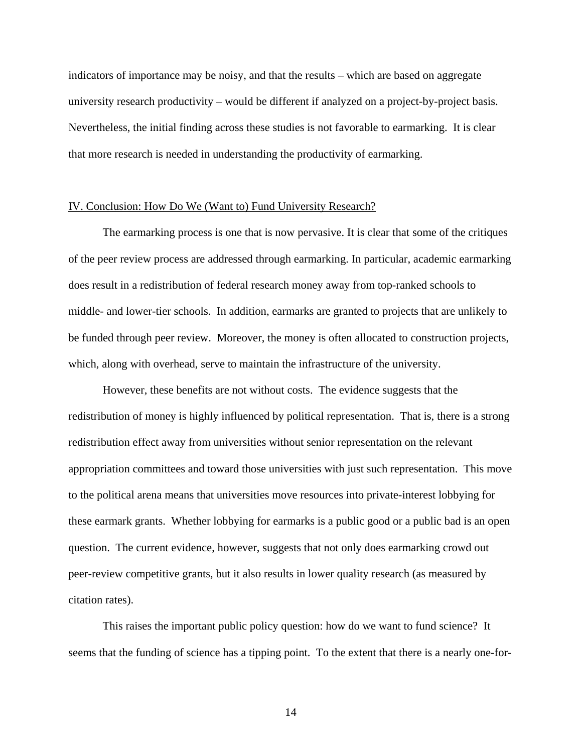indicators of importance may be noisy, and that the results – which are based on aggregate university research productivity – would be different if analyzed on a project-by-project basis. Nevertheless, the initial finding across these studies is not favorable to earmarking. It is clear that more research is needed in understanding the productivity of earmarking.

## IV. Conclusion: How Do We (Want to) Fund University Research?

The earmarking process is one that is now pervasive. It is clear that some of the critiques of the peer review process are addressed through earmarking. In particular, academic earmarking does result in a redistribution of federal research money away from top-ranked schools to middle- and lower-tier schools. In addition, earmarks are granted to projects that are unlikely to be funded through peer review. Moreover, the money is often allocated to construction projects, which, along with overhead, serve to maintain the infrastructure of the university.

However, these benefits are not without costs. The evidence suggests that the redistribution of money is highly influenced by political representation. That is, there is a strong redistribution effect away from universities without senior representation on the relevant appropriation committees and toward those universities with just such representation. This move to the political arena means that universities move resources into private-interest lobbying for these earmark grants. Whether lobbying for earmarks is a public good or a public bad is an open question. The current evidence, however, suggests that not only does earmarking crowd out peer-review competitive grants, but it also results in lower quality research (as measured by citation rates).

This raises the important public policy question: how do we want to fund science? It seems that the funding of science has a tipping point. To the extent that there is a nearly one-for-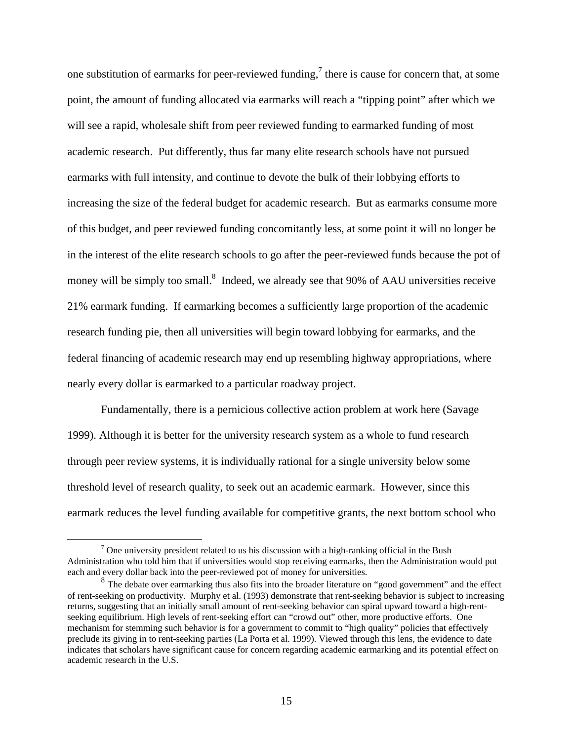one substitution of earmarks for peer-reviewed funding,[7] there is cause for concern that, at some point, the amount of funding allocated via earmarks will reach a "tipping point" after which we will see a rapid, wholesale shift from peer reviewed funding to earmarked funding of most academic research. Put differently, thus far many elite research schools have not pursued earmarks with full intensity, and continue to devote the bulk of their lobbying efforts to increasing the size of the federal budget for academic research. But as earmarks consume more of this budget, and peer reviewed funding concomitantly less, at some point it will no longer be in the interest of the elite research schools to go after the peer-reviewed funds because the pot of money will be simply too small.[8] Indeed, we already see that 90% of AAU universities receive 21% earmark funding. If earmarking becomes a sufficiently large proportion of the academic research funding pie, then all universities will begin toward lobbying for earmarks, and the federal financing of academic research may end up resembling highway appropriations, where nearly every dollar is earmarked to a particular roadway project.

Fundamentally, there is a pernicious collective action problem at work here (Savage 1999). Although it is better for the university research system as a whole to fund research through peer review systems, it is individually rational for a single university below some threshold level of research quality, to seek out an academic earmark. However, since this earmark reduces the level funding available for competitive grants, the next bottom school who

[7] One university president related to us his discussion with a high-ranking official in the Bush Administration who told him that if universities would stop receiving earmarks, then the Administration would put each and every dollar back into the peer-reviewed pot of money for universities.

[8] The debate over earmarking thus also fits into the broader literature on "good government" and the effect of rent-seeking on productivity. Murphy et al. (1993) demonstrate that rent-seeking behavior is subject to increasing returns, suggesting that an initially small amount of rent-seeking behavior can spiral upward toward a high-rent-seeking equilibrium. High levels of rent-seeking effort can "crowd out" other, more productive efforts. One mechanism for stemming such behavior is for a government to commit to "high quality" policies that effectively preclude its giving in to rent-seeking parties (La Porta et al. 1999). Viewed through this lens, the evidence to date indicates that scholars have significant cause for concern regarding academic earmarking and its potential effect on academic research in the U.S.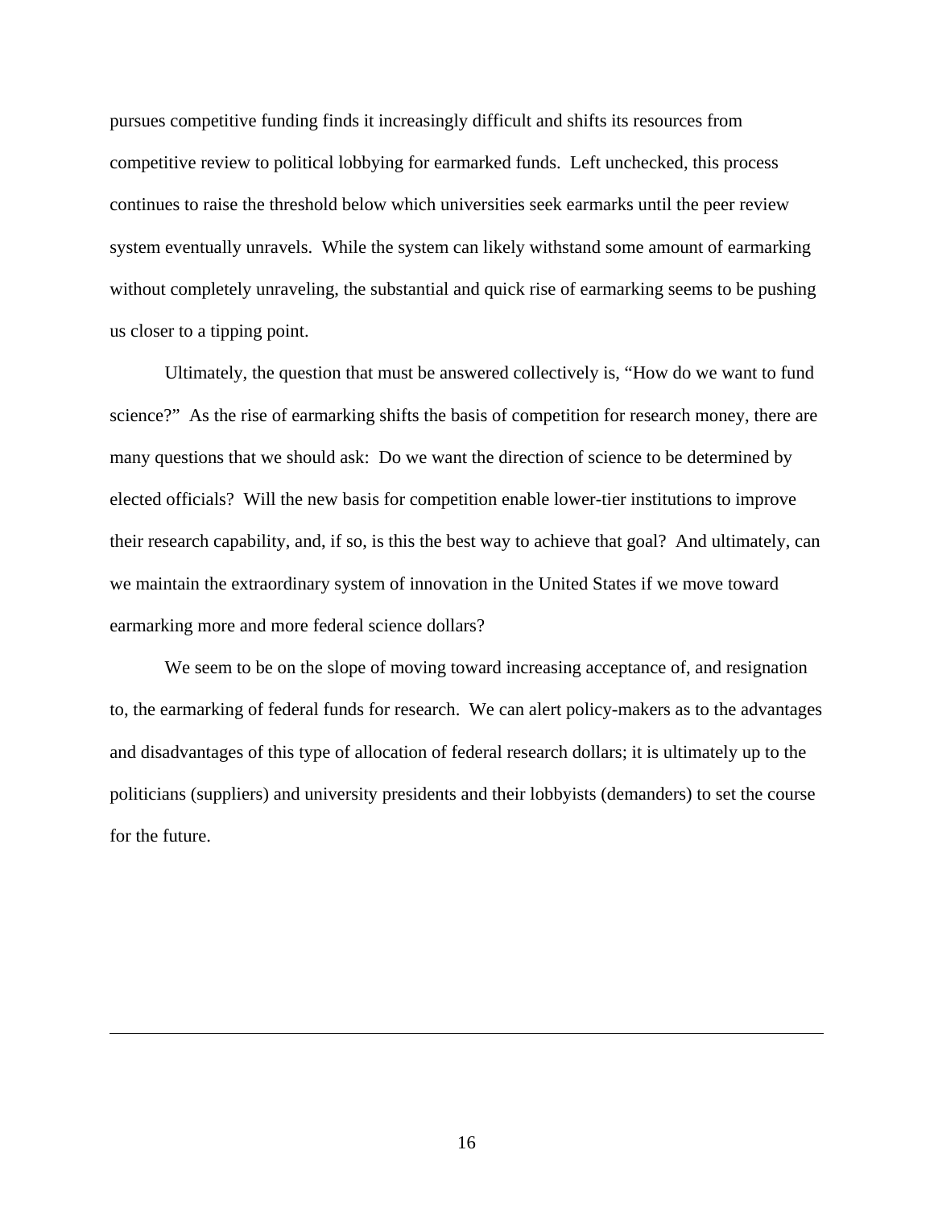pursues competitive funding finds it increasingly difficult and shifts its resources from competitive review to political lobbying for earmarked funds. Left unchecked, this process continues to raise the threshold below which universities seek earmarks until the peer review system eventually unravels. While the system can likely withstand some amount of earmarking without completely unraveling, the substantial and quick rise of earmarking seems to be pushing us closer to a tipping point.

Ultimately, the question that must be answered collectively is, "How do we want to fund science?" As the rise of earmarking shifts the basis of competition for research money, there are many questions that we should ask: Do we want the direction of science to be determined by elected officials? Will the new basis for competition enable lower-tier institutions to improve their research capability, and, if so, is this the best way to achieve that goal? And ultimately, can we maintain the extraordinary system of innovation in the United States if we move toward earmarking more and more federal science dollars?

We seem to be on the slope of moving toward increasing acceptance of, and resignation to, the earmarking of federal funds for research. We can alert policy-makers as to the advantages and disadvantages of this type of allocation of federal research dollars; it is ultimately up to the politicians (suppliers) and university presidents and their lobbyists (demanders) to set the course for the future.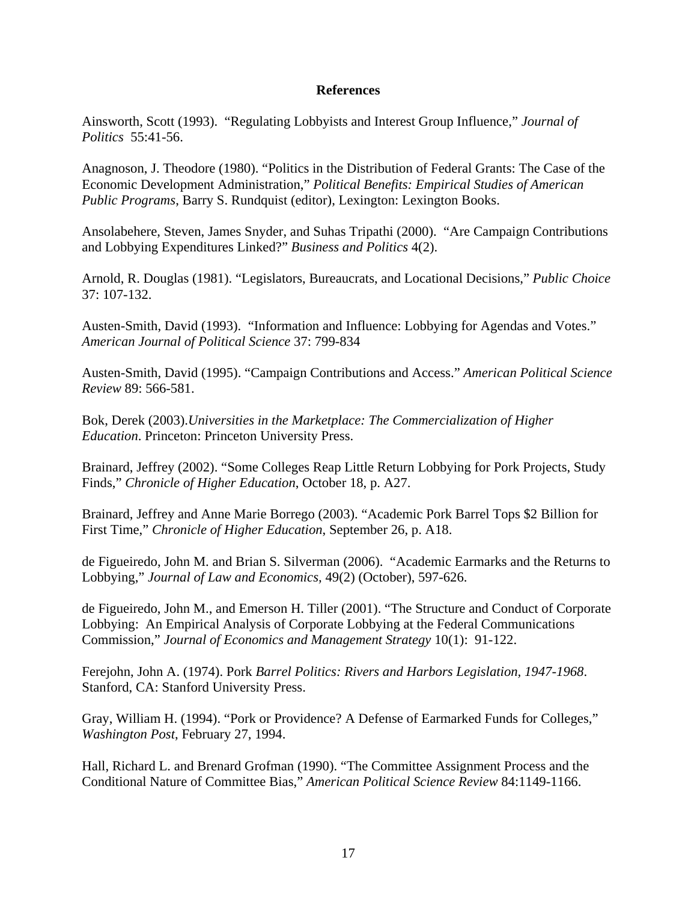**References**

Ainsworth, Scott (1993). "Regulating Lobbyists and Interest Group Influence," *Journal of Politics* 55:41-56.

Anagnoson, J. Theodore (1980). "Politics in the Distribution of Federal Grants: The Case of the Economic Development Administration," *Political Benefits: Empirical Studies of American Public Programs*, Barry S. Rundquist (editor), Lexington: Lexington Books.

Ansolabehere, Steven, James Snyder, and Suhas Tripathi (2000). "Are Campaign Contributions and Lobbying Expenditures Linked?" *Business and Politics* 4(2).

Arnold, R. Douglas (1981). "Legislators, Bureaucrats, and Locational Decisions," *Public Choice* 37: 107-132.

Austen-Smith, David (1993). "Information and Influence: Lobbying for Agendas and Votes." *American Journal of Political Science* 37: 799-834

Austen-Smith, David (1995). "Campaign Contributions and Access." *American Political Science Review* 89: 566-581.

Bok, Derek (2003).*Universities in the Marketplace: The Commercialization of Higher Education*. Princeton: Princeton University Press.

Brainard, Jeffrey (2002). "Some Colleges Reap Little Return Lobbying for Pork Projects, Study Finds," *Chronicle of Higher Education*, October 18, p. A27.

Brainard, Jeffrey and Anne Marie Borrego (2003). "Academic Pork Barrel Tops $2 Billion for First Time," *Chronicle of Higher Education*, September 26, p. A18.

de Figueiredo, John M. and Brian S. Silverman (2006). "Academic Earmarks and the Returns to Lobbying," *Journal of Law and Economics,* 49(2) (October), 597-626.

de Figueiredo, John M., and Emerson H. Tiller (2001). "The Structure and Conduct of Corporate Lobbying: An Empirical Analysis of Corporate Lobbying at the Federal Communications Commission," *Journal of Economics and Management Strategy* 10(1): 91-122.

Ferejohn, John A. (1974). Pork *Barrel Politics: Rivers and Harbors Legislation, 1947-1968*. Stanford, CA: Stanford University Press.

Gray, William H. (1994). "Pork or Providence? A Defense of Earmarked Funds for Colleges," *Washington Post*, February 27, 1994.

Hall, Richard L. and Brenard Grofman (1990). "The Committee Assignment Process and the Conditional Nature of Committee Bias," *American Political Science Review* 84:1149-1166.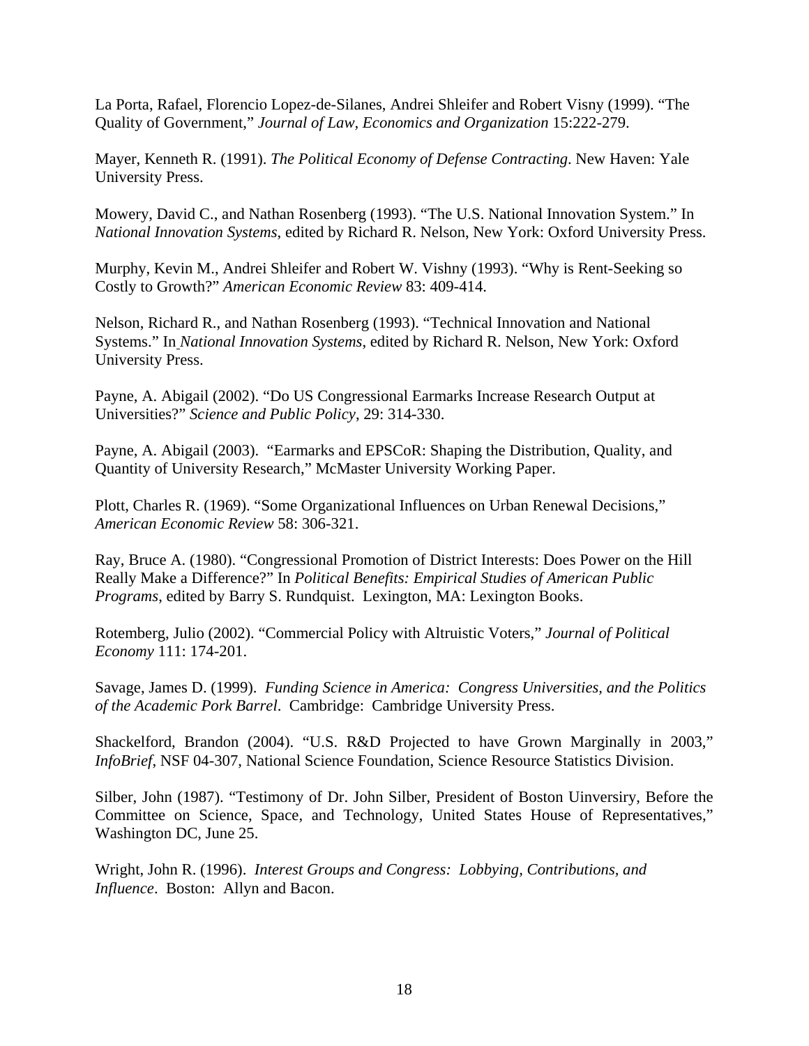La Porta, Rafael, Florencio Lopez-de-Silanes, Andrei Shleifer and Robert Visny (1999). "The Quality of Government," *Journal of Law, Economics and Organization* 15:222-279.

Mayer, Kenneth R. (1991). *The Political Economy of Defense Contracting*. New Haven: Yale University Press.

Mowery, David C., and Nathan Rosenberg (1993). "The U.S. National Innovation System." In *National Innovation Systems*, edited by Richard R. Nelson, New York: Oxford University Press.

Murphy, Kevin M., Andrei Shleifer and Robert W. Vishny (1993). "Why is Rent-Seeking so Costly to Growth?" *American Economic Review* 83: 409-414.

Nelson, Richard R., and Nathan Rosenberg (1993). "Technical Innovation and National Systems." In *National Innovation Systems*, edited by Richard R. Nelson, New York: Oxford University Press.

Payne, A. Abigail (2002). "Do US Congressional Earmarks Increase Research Output at Universities?" *Science and Public Policy*, 29: 314-330.

Payne, A. Abigail (2003). "Earmarks and EPSCoR: Shaping the Distribution, Quality, and Quantity of University Research," McMaster University Working Paper.

Plott, Charles R. (1969). "Some Organizational Influences on Urban Renewal Decisions," *American Economic Review* 58: 306-321.

Ray, Bruce A. (1980). "Congressional Promotion of District Interests: Does Power on the Hill Really Make a Difference?" In *Political Benefits: Empirical Studies of American Public Programs*, edited by Barry S. Rundquist. Lexington, MA: Lexington Books.

Rotemberg, Julio (2002). "Commercial Policy with Altruistic Voters," *Journal of Political Economy* 111: 174-201.

Savage, James D. (1999). *Funding Science in America: Congress Universities, and the Politics of the Academic Pork Barrel*. Cambridge: Cambridge University Press.

Shackelford, Brandon (2004). "U.S. R&D Projected to have Grown Marginally in 2003," *InfoBrief*, NSF 04-307, National Science Foundation, Science Resource Statistics Division.

Silber, John (1987). "Testimony of Dr. John Silber, President of Boston Uinversiry, Before the Committee on Science, Space, and Technology, United States House of Representatives," Washington DC, June 25.

Wright, John R. (1996). *Interest Groups and Congress: Lobbying, Contributions, and Influence*. Boston: Allyn and Bacon.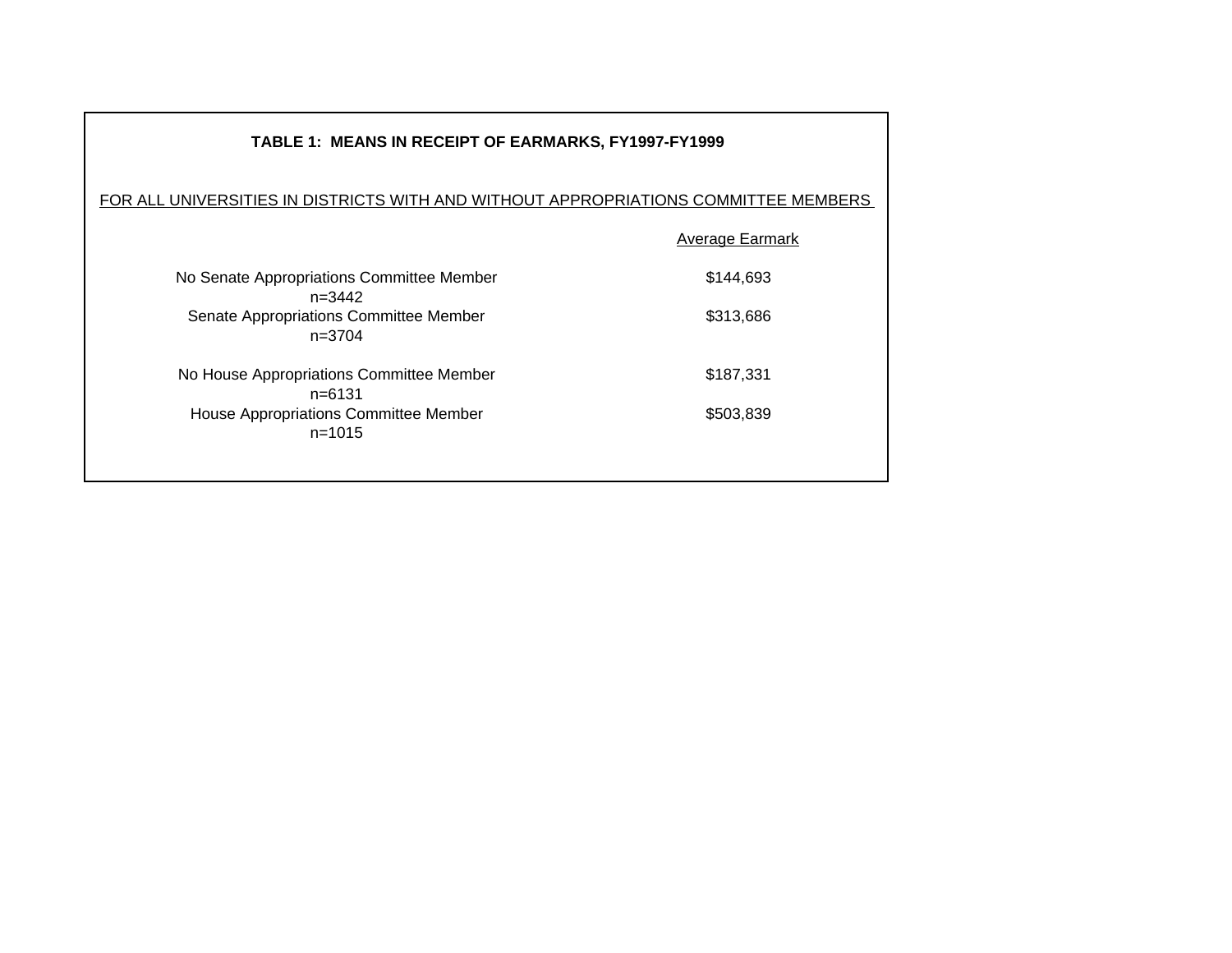**TABLE 1: MEANS IN RECEIPT OF EARMARKS, FY1997-FY1999**

FOR ALL UNIVERSITIES IN DISTRICTS WITH AND WITHOUT APPROPRIATIONS COMMITTEE MEMBERS

| | Average Earmark |
|---|---|
| No Senate Appropriations Committee Member n=3442 | $144,693 |
| Senate Appropriations Committee Member n=3704 | $313,686 |
| No House Appropriations Committee Member n=6131 | $187,331 |
| House Appropriations Committee Member n=1015 | $503,839 |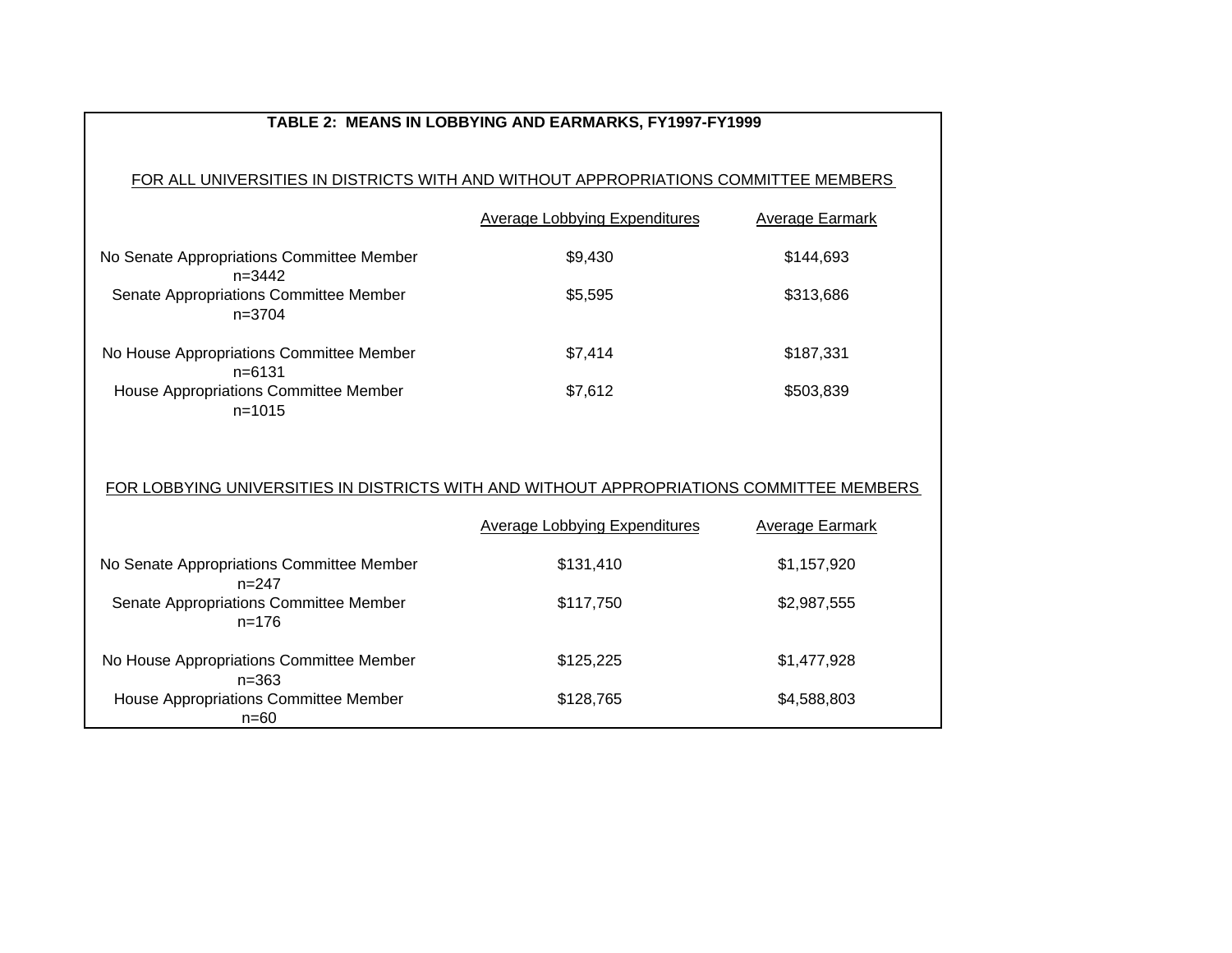**TABLE 2: MEANS IN LOBBYING AND EARMARKS, FY1997-FY1999**

FOR ALL UNIVERSITIES IN DISTRICTS WITH AND WITHOUT APPROPRIATIONS COMMITTEE MEMBERS

| | Average Lobbying Expenditures | Average Earmark |
|---|---|---|
| No Senate Appropriations Committee Member n=3442 | $9,430 | $144,693 |
| Senate Appropriations Committee Member n=3704 | $5,595 | $313,686 |
| No House Appropriations Committee Member n=6131 | $7,414 | $187,331 |
| House Appropriations Committee Member n=1015 | $7,612 | $503,839 |

FOR LOBBYING UNIVERSITIES IN DISTRICTS WITH AND WITHOUT APPROPRIATIONS COMMITTEE MEMBERS

| | Average Lobbying Expenditures | Average Earmark |
|---|---|---|
| No Senate Appropriations Committee Member n=247 | $131,410 | $1,157,920 |
| Senate Appropriations Committee Member n=176 | $117,750 | $2,987,555 |
| No House Appropriations Committee Member n=363 | $125,225 | $1,477,928 |
| House Appropriations Committee Member n=60 | $128,765 | $4,588,803 |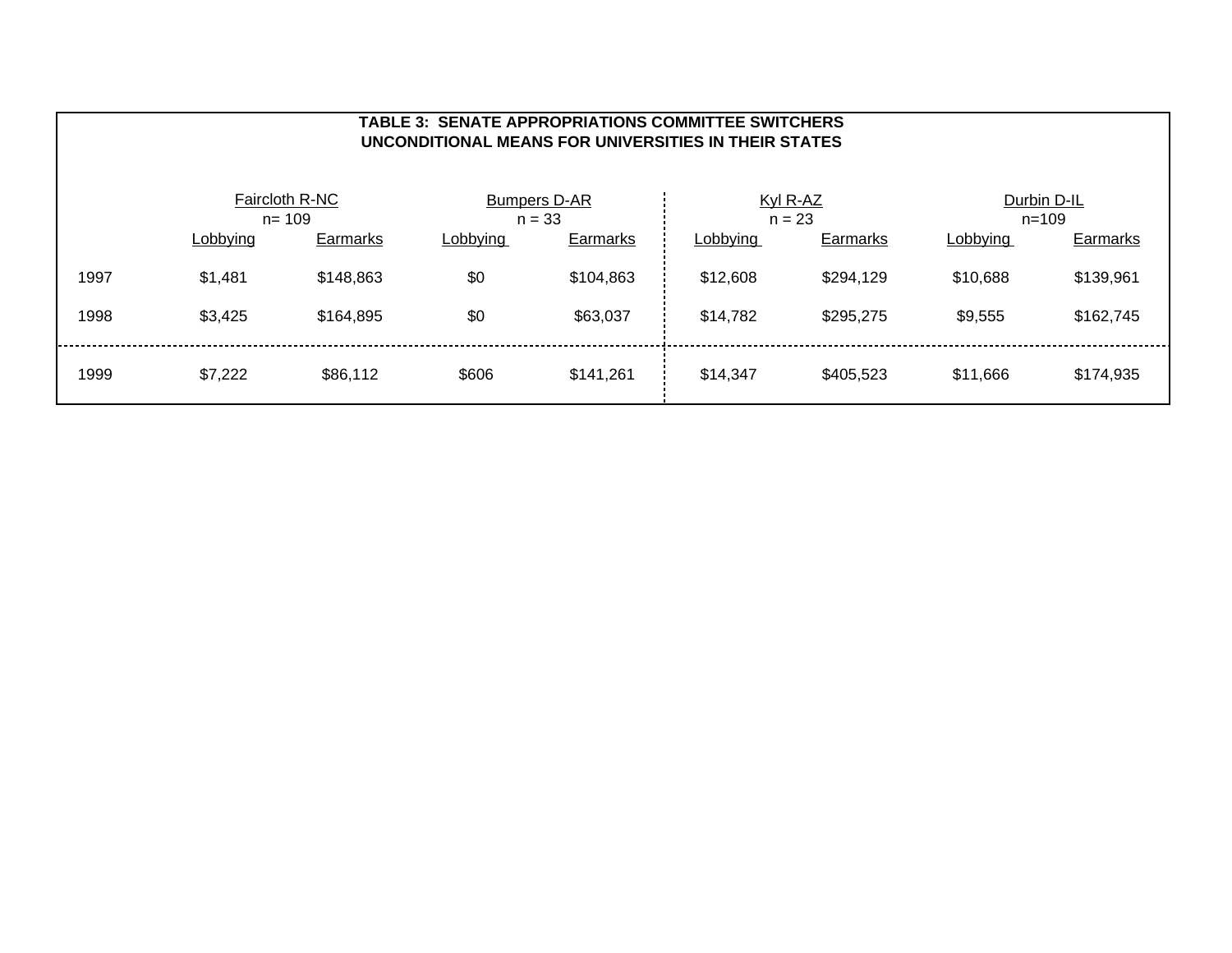**TABLE 3: SENATE APPROPRIATIONS COMMITTEE SWITCHERS**
**UNCONDITIONAL MEANS FOR UNIVERSITIES IN THEIR STATES**

| | Faircloth R-NC n= 109 | | Bumpers D-AR n = 33 | | Kyl R-AZ n = 23 | | Durbin D-IL n=109 | |
|---|---|---|---|---|---|---|---|---|
| | Lobbying | Earmarks | Lobbying | Earmarks | Lobbying | Earmarks | Lobbying | Earmarks |
| 1997 | $1,481 | $148,863 | $0 | $104,863 | $12,608 | $294,129 | $10,688 | $139,961 |
| 1998 | $3,425 | $164,895 | $0 | $63,037 | $14,782 | $295,275 | $9,555 | $162,745 |
| 1999 | $7,222 | $86,112 | $606 | $141,261 | $14,347 | $405,523 | $11,666 | $174,935 |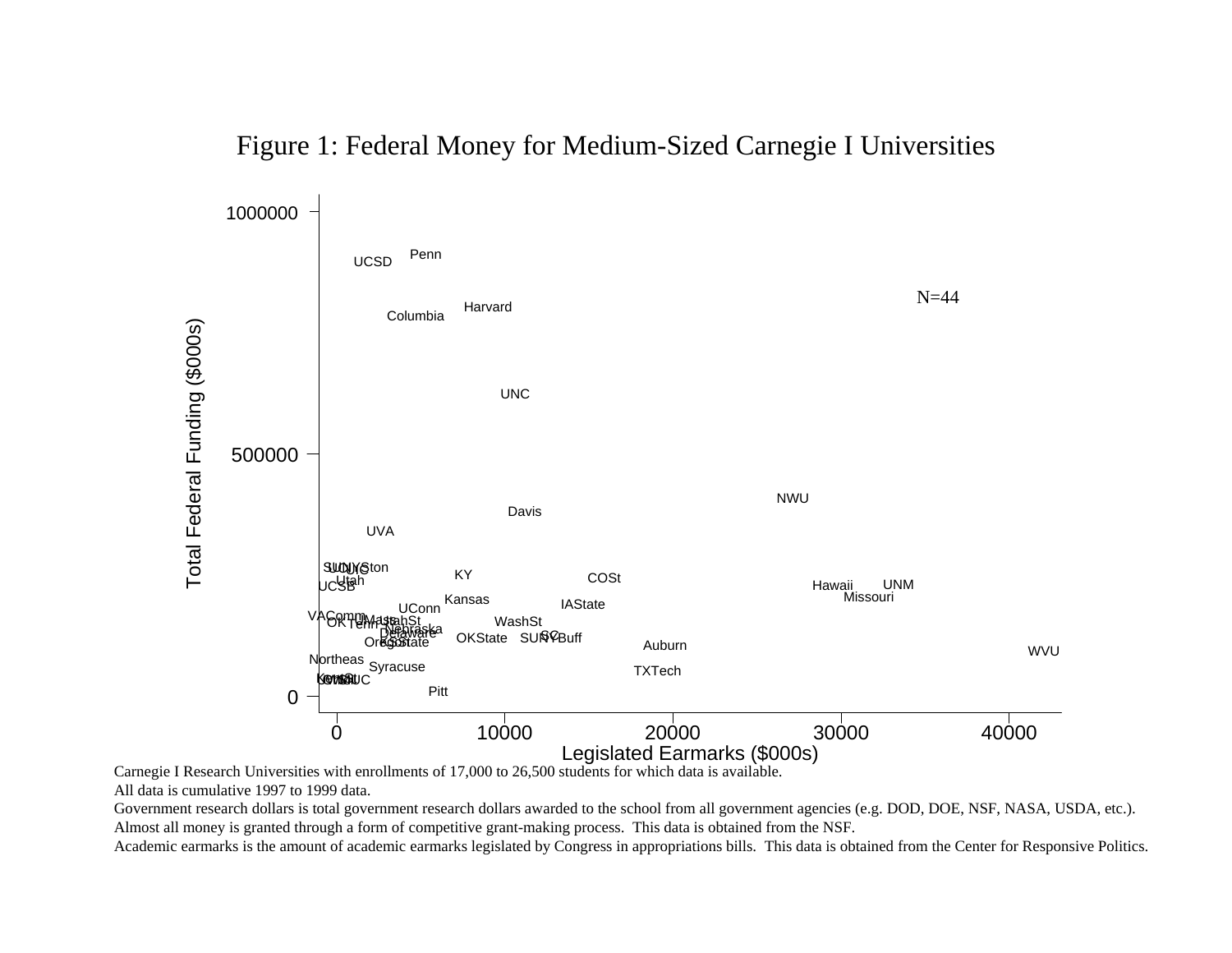# Figure 1: Federal Money for Medium-Sized Carnegie I Universities

Carnegie I Research Universities with enrollments of 17,000 to 26,500 students for which data is available.
All data is cumulative 1997 to 1999 data.
Government research dollars is total government research dollars awarded to the school from all government agencies (e.g. DOD, DOE, NSF, NASA, USDA, etc.). Almost all money is granted through a form of competitive grant-making process. This data is obtained from the NSF.
Academic earmarks is the amount of academic earmarks legislated by Congress in appropriations bills. This data is obtained from the Center for Responsive Politics.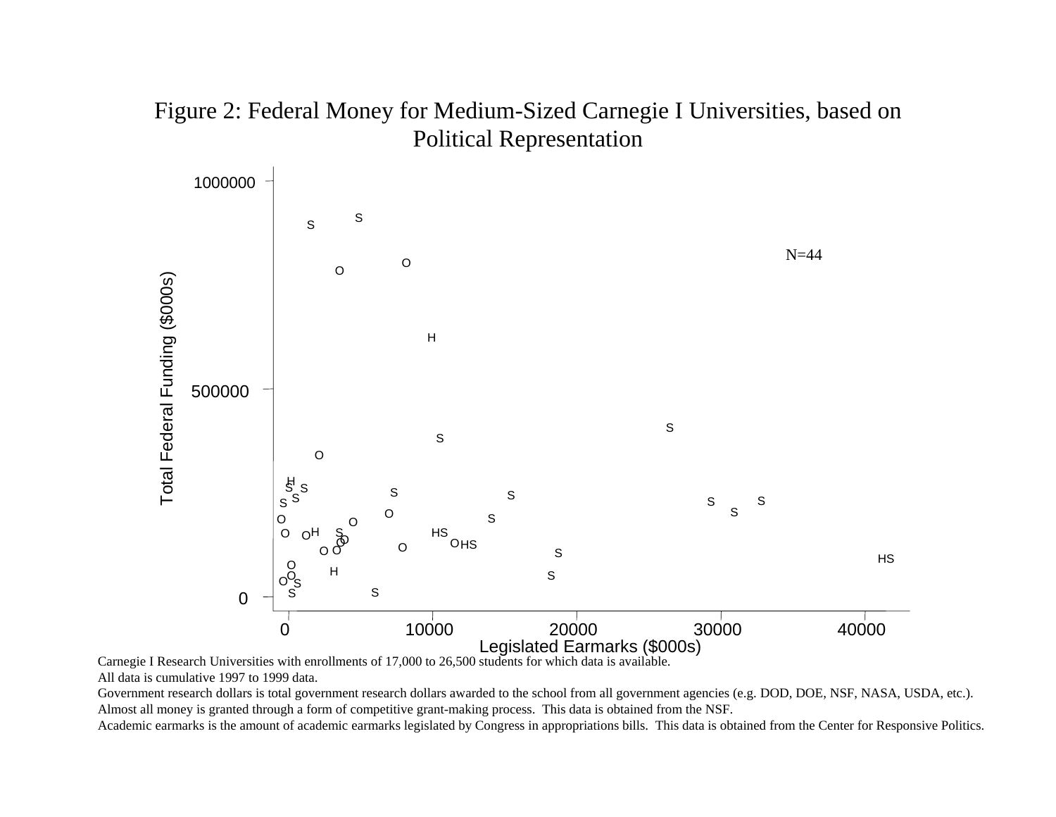# Figure 2: Federal Money for Medium-Sized Carnegie I Universities, based on Political Representation

Carnegie I Research Universities with enrollments of 17,000 to 26,500 students for which data is available.
All data is cumulative 1997 to 1999 data.
Government research dollars is total government research dollars awarded to the school from all government agencies (e.g. DOD, DOE, NSF, NASA, USDA, etc.). Almost all money is granted through a form of competitive grant-making process. This data is obtained from the NSF.
Academic earmarks is the amount of academic earmarks legislated by Congress in appropriations bills. This data is obtained from the Center for Responsive Politics.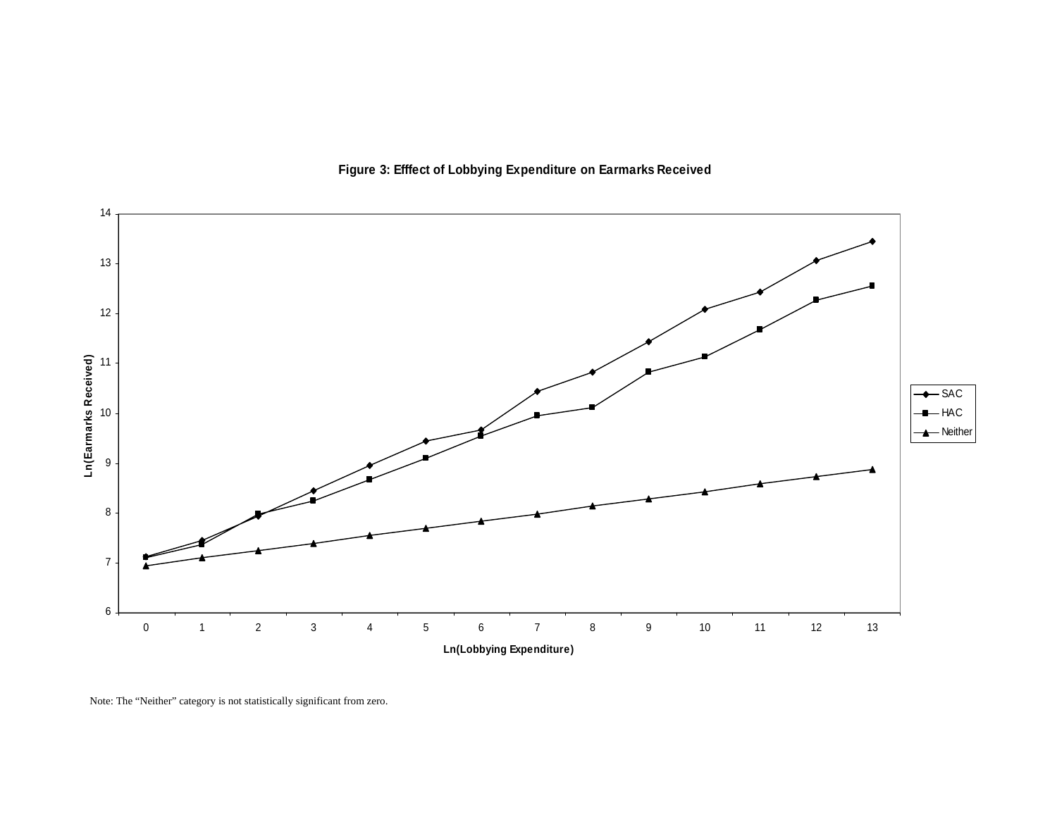**Figure 3: Efffect of Lobbying Expenditure on Earmarks Received**

Ln(Earmarks Received)

14
13
12
11
10
9
8
7
6

0 1 2 3 4 5 6 7 8 9 10 11 12 13

Ln(Lobbying Expenditure)

SAC
HAC
Neither

Note: The "Neither" category is not statistically significant from zero.